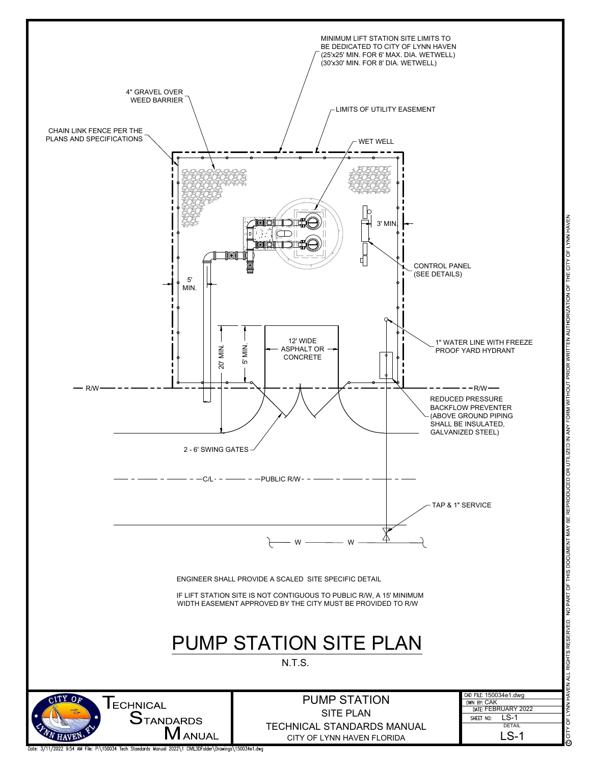MINIMUM LIFT STATION SITE LIMITS TO BE DEDICATED TO CITY OF LYNN HAVEN (25'x25' MIN. FOR 6' MAX. DIA. WETWELL) (30'x30' MIN. FOR 8' DIA. WETWELL)

4" GRAVEL OVER WEED BARRIER

LIMITS OF UTILITY EASEMENT

CHAIN LINK FENCE PER THE PLANS AND SPECIFICATIONS

WET WELL

3' MIN.

CONTROL PANEL (SEE DETAILS)

5' MIN.

20' MIN.

5' MIN.

12' WIDE ASPHALT OR CONCRETE

1" WATER LINE WITH FREEZE PROOF YARD HYDRANT

R/W

R/W

REDUCED PRESSURE BACKFLOW PREVENTER (ABOVE GROUND PIPING SHALL BE INSULATED, GALVANIZED STEEL)

2 - 6' SWING GATES

C/L - PUBLIC R/W

TAP & 1" SERVICE

W — W

ENGINEER SHALL PROVIDE A SCALED SITE SPECIFIC DETAIL

IF LIFT STATION SITE IS NOT CONTIGUOUS TO PUBLIC R/W, A 15' MINIMUM WIDTH EASEMENT APPROVED BY THE CITY MUST BE PROVIDED TO R/W

# PUMP STATION SITE PLAN

N.T.S.

TECHNICAL STANDARDS MANUAL

PUMP STATION
SITE PLAN
TECHNICAL STANDARDS MANUAL
CITY OF LYNN HAVEN FLORIDA

CAD FILE: 150034e1.dwg
DWN BY: CAK
DATE: FEBRUARY 2022
SHEET NO: LS-1
DETAIL
LS-1

© CITY OF LYNN HAVEN ALL RIGHTS RESERVED. NO PART OF THIS DOCUMENT MAY BE REPRODUCED OR UTILIZED IN ANY FORM WITHOUT PRIOR WRITTEN AUTHORIZATION OF THE CITY OF LYNN HAVEN

Date: 3/11/2022 9:54 AM File: P:\150034 Tech Standards Manual 2022\1 CML3DFolder\Drawings\150034e1.dwg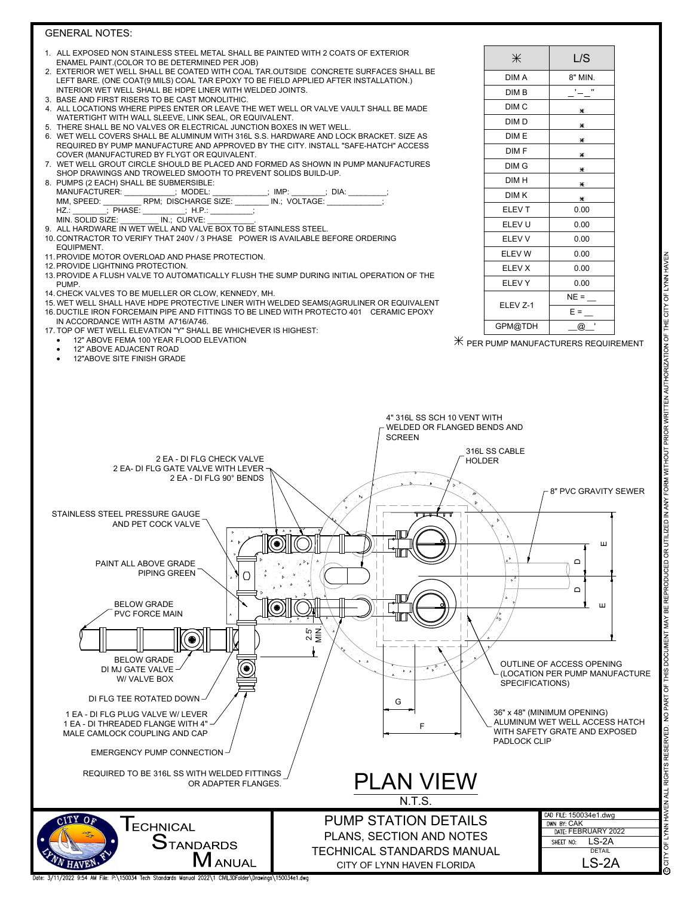## GENERAL NOTES:

1. ALL EXPOSED NON STAINLESS STEEL METAL SHALL BE PAINTED WITH 2 COATS OF EXTERIOR ENAMEL PAINT.(COLOR TO BE DETERMINED PER JOB)
2. EXTERIOR WET WELL SHALL BE COATED WITH COAL TAR.OUTSIDE CONCRETE SURFACES SHALL BE LEFT BARE. (ONE COAT(9 MILS) COAL TAR EPOXY TO BE FIELD APPLIED AFTER INSTALLATION.) INTERIOR WET WELL SHALL BE HDPE LINER WITH WELDED JOINTS.
3. BASE AND FIRST RISERS TO BE CAST MONOLITHIC.
4. ALL LOCATIONS WHERE PIPES ENTER OR LEAVE THE WET WELL OR VALVE VAULT SHALL BE MADE WATERTIGHT WITH WALL SLEEVE, LINK SEAL, OR EQUIVALENT.
5. THERE SHALL BE NO VALVES OR ELECTRICAL JUNCTION BOXES IN WET WELL.
6. WET WELL COVERS SHALL BE ALUMINUM WITH 316L S.S. HARDWARE AND LOCK BRACKET. SIZE AS REQUIRED BY PUMP MANUFACTURE AND APPROVED BY THE CITY. INSTALL "SAFE-HATCH" ACCESS COVER (MANUFACTURED BY FLYGT OR EQUIVALENT.
7. WET WELL GROUT CIRCLE SHOULD BE PLACED AND FORMED AS SHOWN IN PUMP MANUFACTURES SHOP DRAWINGS AND TROWELED SMOOTH TO PREVENT SOLIDS BUILD-UP.
8. PUMPS (2 EACH) SHALL BE SUBMERSIBLE:
   MANUFACTURER: ____________; MODEL: ____________; IMP: ________; DIA: ________;
   MM, SPEED: ________ RPM; DISCHARGE SIZE: ________ IN.; VOLTAGE: ____________;
   HZ.: ________; PHASE: __________; H.P.: __________;
   MIN. SOLID SIZE: ________ IN.; CURVE: __________.
9. ALL HARDWARE IN WET WELL AND VALVE BOX TO BE STAINLESS STEEL.
10. CONTRACTOR TO VERIFY THAT 240V / 3 PHASE POWER IS AVAILABLE BEFORE ORDERING EQUIPMENT.
11. PROVIDE MOTOR OVERLOAD AND PHASE PROTECTION.
12. PROVIDE LIGHTNING PROTECTION.
13. PROVIDE A FLUSH VALVE TO AUTOMATICALLY FLUSH THE SUMP DURING INITIAL OPERATION OF THE PUMP.
14. CHECK VALVES TO BE MUELLER OR CLOW, KENNEDY, MH.
15. WET WELL SHALL HAVE HDPE PROTECTIVE LINER WITH WELDED SEAMS(AGRULINER OR EQUIVALENT
16. DUCTILE IRON FORCEMAIN PIPE AND FITTINGS TO BE LINED WITH PROTECTO 401 CERAMIC EPOXY IN ACCORDANCE WITH ASTM A716/A746.
17. TOP OF WET WELL ELEVATION "Y" SHALL BE WHICHEVER IS HIGHEST:
    - 12" ABOVE FEMA 100 YEAR FLOOD ELEVATION
    - 12" ABOVE ADJACENT ROAD
    - 12"ABOVE SITE FINISH GRADE

| ✳ | L/S |
|---|---|
| DIM A | 8" MIN. |
| DIM B | _'–_" |
| DIM C | ✳ |
| DIM D | ✳ |
| DIM E | ✳ |
| DIM F | ✳ |
| DIM G | ✳ |
| DIM H | ✳ |
| DIM K | ✳ |
| ELEV T | 0.00 |
| ELEV U | 0.00 |
| ELEV V | 0.00 |
| ELEV W | 0.00 |
| ELEV X | 0.00 |
| ELEV Y | 0.00 |
| ELEV Z-1 | NE = __ |
| | E = __ |
| GPM@TDH | __@__' |

✳ PER PUMP MANUFACTURERS REQUIREMENT

4" 316L SS SCH 10 VENT WITH WELDED OR FLANGED BENDS AND SCREEN

316L SS CABLE HOLDER

8" PVC GRAVITY SEWER

2 EA - DI FLG CHECK VALVE
2 EA- DI FLG GATE VALVE WITH LEVER
2 EA - DI FLG 90° BENDS

STAINLESS STEEL PRESSURE GAUGE AND PET COCK VALVE

PAINT ALL ABOVE GRADE PIPING GREEN

BELOW GRADE PVC FORCE MAIN

2.5' MIN.

E D D E

BELOW GRADE DI MJ GATE VALVE W/ VALVE BOX

DI FLG TEE ROTATED DOWN

1 EA - DI FLG PLUG VALVE W/ LEVER
1 EA - DI THREADED FLANGE WITH 4" MALE CAMLOCK COUPLING AND CAP

EMERGENCY PUMP CONNECTION

REQUIRED TO BE 316L SS WITH WELDED FITTINGS OR ADAPTER FLANGES.

G

F

OUTLINE OF ACCESS OPENING (LOCATION PER PUMP MANUFACTURE SPECIFICATIONS)

36" x 48" (MINIMUM OPENING) ALUMINUM WET WELL ACCESS HATCH WITH SAFETY GRATE AND EXPOSED PADLOCK CLIP

# PLAN VIEW

N.T.S.

TECHNICAL STANDARDS MANUAL

PUMP STATION DETAILS
PLANS, SECTION AND NOTES
TECHNICAL STANDARDS MANUAL
CITY OF LYNN HAVEN FLORIDA

CAD FILE: 150034e1.dwg
DWN BY: CAK
DATE: FEBRUARY 2022
SHEET NO: LS-2A
DETAIL
LS-2A

© CITY OF LYNN HAVEN ALL RIGHTS RESERVED. NO PART OF THIS DOCUMENT MAY BE REPRODUCED OR UTILIZED IN ANY FORM WITHOUT PRIOR WRITTEN AUTHORIZATION OF THE CITY OF LYNN HAVEN

Date: 3/11/2022 9:54 AM File: P:\150034 Tech Standards Manual 2022\1 CML3DFolder\Drawings\150034e1.dwg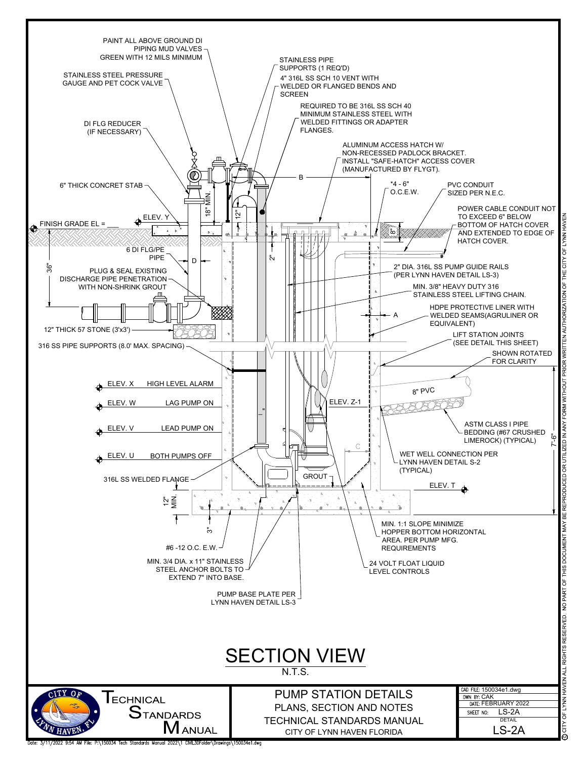PAINT ALL ABOVE GROUND DI PIPING MUD VALVES GREEN WITH 12 MILS MINIMUM

STAINLESS STEEL PRESSURE GAUGE AND PET COCK VALVE

DI FLG REDUCER (IF NECESSARY)

6" THICK CONCRET STAB

FINISH GRADE EL = ___

ELEV. Y

18" MIN.

12"

2"

6 DI FLG/PE PIPE

D

36"

PLUG & SEAL EXISTING DISCHARGE PIPE PENETRATION WITH NON-SHRINK GROUT

12" THICK 57 STONE (3'x3')

316 SS PIPE SUPPORTS (8.0' MAX. SPACING)

STAINLESS PIPE SUPPORTS (1 REQ'D)

4" 316L SS SCH 10 VENT WITH WELDED OR FLANGED BENDS AND SCREEN

REQUIRED TO BE 316L SS SCH 40 MINIMUM STAINLESS STEEL WITH WELDED FITTINGS OR ADAPTER FLANGES.

ALUMINUM ACCESS HATCH W/ NON-RECESSED PADLOCK BRACKET. INSTALL "SAFE-HATCH" ACCESS COVER (MANUFACTURED BY FLYGT).

B

*4 - 6" O.C.E.W.

8"

PVC CONDUIT SIZED PER N.E.C.

POWER CABLE CONDUIT NOT TO EXCEED 6" BELOW BOTTOM OF HATCH COVER AND EXTENDED TO EDGE OF HATCH COVER.

2" DIA. 316L SS PUMP GUIDE RAILS (PER LYNN HAVEN DETAIL LS-3)

MIN. 3/8" HEAVY DUTY 316 STAINLESS STEEL LIFTING CHAIN.

A

HDPE PROTECTIVE LINER WITH WELDED SEAMS(AGRULINER OR EQUIVALENT)

LIFT STATION JOINTS (SEE DETAIL THIS SHEET)

SHOWN ROTATED FOR CLARITY

ELEV. X — HIGH LEVEL ALARM

ELEV. W — LAG PUMP ON

ELEV. V — LEAD PUMP ON

ELEV. U — BOTH PUMPS OFF

ELEV. Z-1

8" PVC

ASTM CLASS I PIPE BEDDING (#67 CRUSHED LIMEROCK) (TYPICAL)

7'-6"

C

WET WELL CONNECTION PER LYNN HAVEN DETAIL S-2 (TYPICAL)

316L SS WELDED FLANGE

GROUT

ELEV. T

12" MIN.

3"

#6 -12 O.C. E.W.

MIN. 3/4 DIA. x 11" STAINLESS STEEL ANCHOR BOLTS TO EXTEND 7" INTO BASE.

PUMP BASE PLATE PER LYNN HAVEN DETAIL LS-3

MIN. 1:1 SLOPE MINIMIZE HOPPER BOTTOM HORIZONTAL AREA. PER PUMP MFG. REQUIREMENTS

24 VOLT FLOAT LIQUID LEVEL CONTROLS

# SECTION VIEW

N.T.S.

CITY OF LYNN HAVEN, FL — TECHNICAL STANDARDS MANUAL

PUMP STATION DETAILS
PLANS, SECTION AND NOTES
TECHNICAL STANDARDS MANUAL
CITY OF LYNN HAVEN FLORIDA

CAD FILE: 150034e1.dwg
DWN BY: CAK
DATE: FEBRUARY 2022
SHEET NO: LS-2A
DETAIL
LS-2A

© CITY OF LYNN HAVEN ALL RIGHTS RESERVED. NO PART OF THIS DOCUMENT MAY BE REPRODUCED OR UTILIZED IN ANY FORM WITHOUT PRIOR WRITTEN AUTHORIZATION OF THE CITY OF LYNN HAVEN

Date: 3/11/2022 9:54 AM File: P:\150034 Tech Standards Manual 2022\1 CML3DFolder\Drawings\150034e1.dwg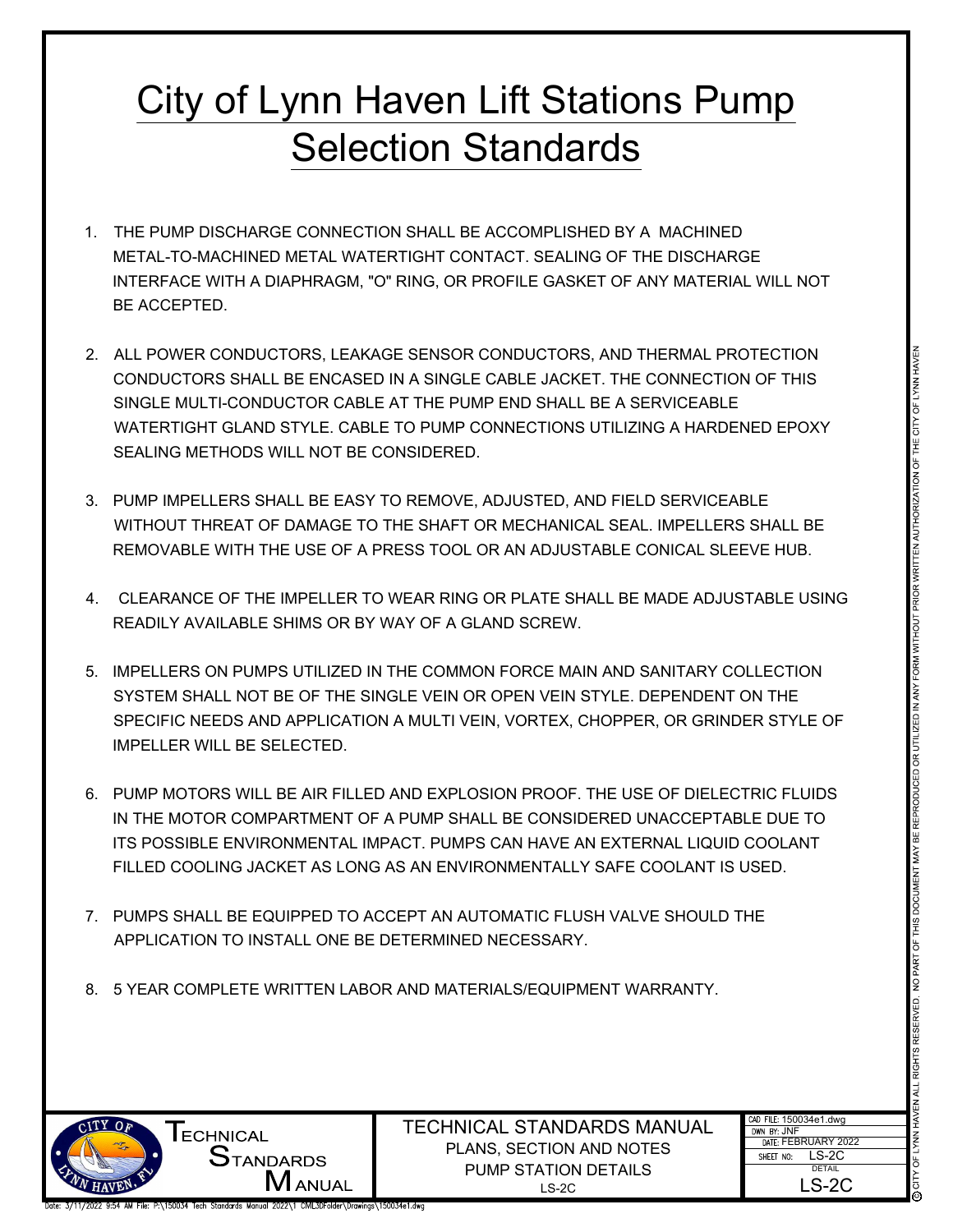# City of Lynn Haven Lift Stations Pump Selection Standards

1. THE PUMP DISCHARGE CONNECTION SHALL BE ACCOMPLISHED BY A MACHINED METAL-TO-MACHINED METAL WATERTIGHT CONTACT. SEALING OF THE DISCHARGE INTERFACE WITH A DIAPHRAGM, "O" RING, OR PROFILE GASKET OF ANY MATERIAL WILL NOT BE ACCEPTED.

2. ALL POWER CONDUCTORS, LEAKAGE SENSOR CONDUCTORS, AND THERMAL PROTECTION CONDUCTORS SHALL BE ENCASED IN A SINGLE CABLE JACKET. THE CONNECTION OF THIS SINGLE MULTI-CONDUCTOR CABLE AT THE PUMP END SHALL BE A SERVICEABLE WATERTIGHT GLAND STYLE. CABLE TO PUMP CONNECTIONS UTILIZING A HARDENED EPOXY SEALING METHODS WILL NOT BE CONSIDERED.

3. PUMP IMPELLERS SHALL BE EASY TO REMOVE, ADJUSTED, AND FIELD SERVICEABLE WITHOUT THREAT OF DAMAGE TO THE SHAFT OR MECHANICAL SEAL. IMPELLERS SHALL BE REMOVABLE WITH THE USE OF A PRESS TOOL OR AN ADJUSTABLE CONICAL SLEEVE HUB.

4. CLEARANCE OF THE IMPELLER TO WEAR RING OR PLATE SHALL BE MADE ADJUSTABLE USING READILY AVAILABLE SHIMS OR BY WAY OF A GLAND SCREW.

5. IMPELLERS ON PUMPS UTILIZED IN THE COMMON FORCE MAIN AND SANITARY COLLECTION SYSTEM SHALL NOT BE OF THE SINGLE VEIN OR OPEN VEIN STYLE. DEPENDENT ON THE SPECIFIC NEEDS AND APPLICATION A MULTI VEIN, VORTEX, CHOPPER, OR GRINDER STYLE OF IMPELLER WILL BE SELECTED.

6. PUMP MOTORS WILL BE AIR FILLED AND EXPLOSION PROOF. THE USE OF DIELECTRIC FLUIDS IN THE MOTOR COMPARTMENT OF A PUMP SHALL BE CONSIDERED UNACCEPTABLE DUE TO ITS POSSIBLE ENVIRONMENTAL IMPACT. PUMPS CAN HAVE AN EXTERNAL LIQUID COOLANT FILLED COOLING JACKET AS LONG AS AN ENVIRONMENTALLY SAFE COOLANT IS USED.

7. PUMPS SHALL BE EQUIPPED TO ACCEPT AN AUTOMATIC FLUSH VALVE SHOULD THE APPLICATION TO INSTALL ONE BE DETERMINED NECESSARY.

8. 5 YEAR COMPLETE WRITTEN LABOR AND MATERIALS/EQUIPMENT WARRANTY.

TECHNICAL STANDARDS MANUAL

TECHNICAL STANDARDS MANUAL
PLANS, SECTION AND NOTES
PUMP STATION DETAILS
LS-2C

| CAD FILE: 150034e1.dwg |
|---|
| DWN BY: JNF |
| DATE: FEBRUARY 2022 |
| SHEET NO: LS-2C |
| DETAIL LS-2C |

© CITY OF LYNN HAVEN ALL RIGHTS RESERVED. NO PART OF THIS DOCUMENT MAY BE REPRODUCED OR UTILIZED IN ANY FORM WITHOUT PRIOR WRITTEN AUTHORIZATION OF THE CITY OF LYNN HAVEN

Date: 3/11/2022 9:54 AM File: P:\150034 Tech Standards Manual 2022\1 CML3DFolder\Drawings\150034e1.dwg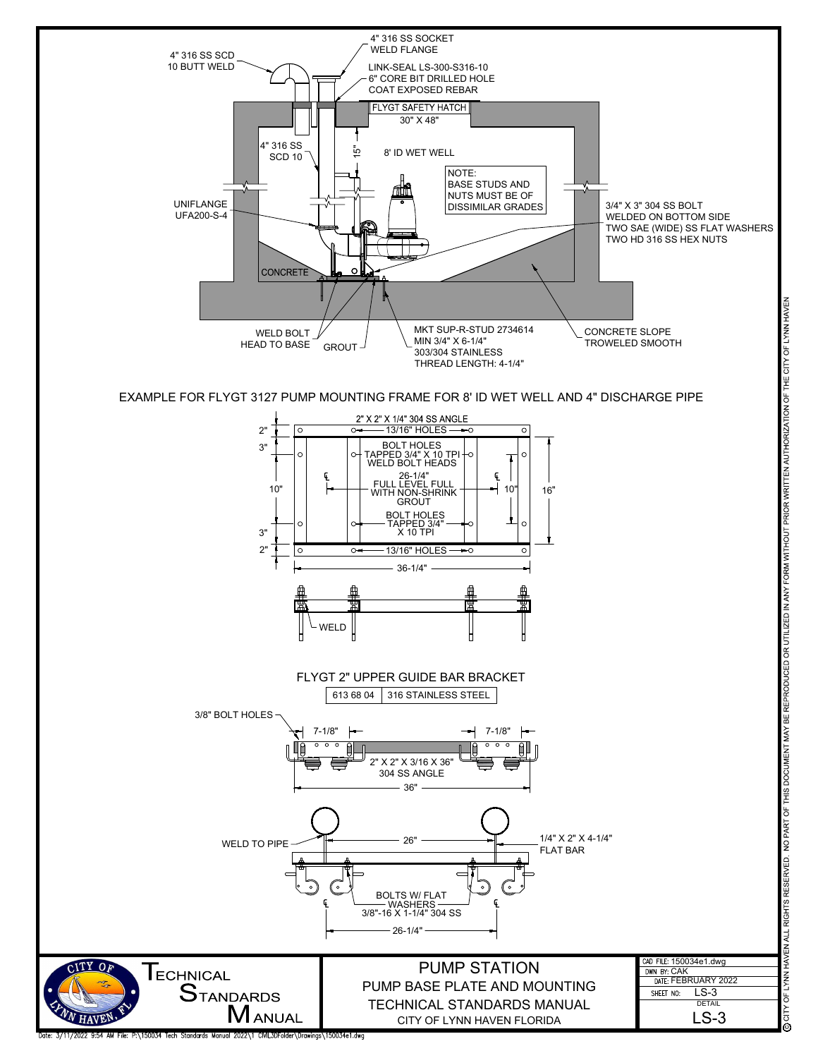4" 316 SS SOCKET WELD FLANGE

4" 316 SS SCD 10 BUTT WELD

LINK-SEAL LS-300-S316-10
6" CORE BIT DRILLED HOLE
COAT EXPOSED REBAR

FLYGT SAFETY HATCH
30" X 48"

4" 316 SS SCD 10

15"

8' ID WET WELL

NOTE:
BASE STUDS AND NUTS MUST BE OF DISSIMILAR GRADES

UNIFLANGE UFA200-S-4

3/4" X 3" 304 SS BOLT WELDED ON BOTTOM SIDE
TWO SAE (WIDE) SS FLAT WASHERS
TWO HD 316 SS HEX NUTS

CONCRETE

WELD BOLT HEAD TO BASE

GROUT

MKT SUP-R-STUD 2734614
MIN 3/4" X 6-1/4"
303/304 STAINLESS
THREAD LENGTH: 4-1/4"

CONCRETE SLOPE TROWELED SMOOTH

EXAMPLE FOR FLYGT 3127 PUMP MOUNTING FRAME FOR 8' ID WET WELL AND 4" DISCHARGE PIPE

2" X 2" X 1/4" 304 SS ANGLE

13/16" HOLES

BOLT HOLES TAPPED 3/4" X 10 TPI WELD BOLT HEADS

26-1/4" FULL LEVEL FULL WITH NON-SHRINK GROUT

BOLT HOLES TAPPED 3/4" X 10 TPI

13/16" HOLES

2" 3" 10" 3" 2"

10"

16"

36-1/4"

WELD

FLYGT 2" UPPER GUIDE BAR BRACKET

| 613 68 04 | 316 STAINLESS STEEL |
|---|---|

3/8" BOLT HOLES

7-1/8"

7-1/8"

2" X 2" X 3/16 X 36" 304 SS ANGLE

36"

WELD TO PIPE

26"

1/4" X 2" X 4-1/4" FLAT BAR

BOLTS W/ FLAT WASHERS 3/8"-16 X 1-1/4" 304 SS

26-1/4"

TECHNICAL STANDARDS MANUAL

# PUMP STATION

## PUMP BASE PLATE AND MOUNTING

TECHNICAL STANDARDS MANUAL

CITY OF LYNN HAVEN FLORIDA

CAD FILE: 150034e1.dwg
DWN BY: CAK
DATE: FEBRUARY 2022
SHEET NO: LS-3
DETAIL
LS-3

© CITY OF LYNN HAVEN ALL RIGHTS RESERVED. NO PART OF THIS DOCUMENT MAY BE REPRODUCED OR UTILIZED IN ANY FORM WITHOUT PRIOR WRITTEN AUTHORIZATION OF THE CITY OF LYNN HAVEN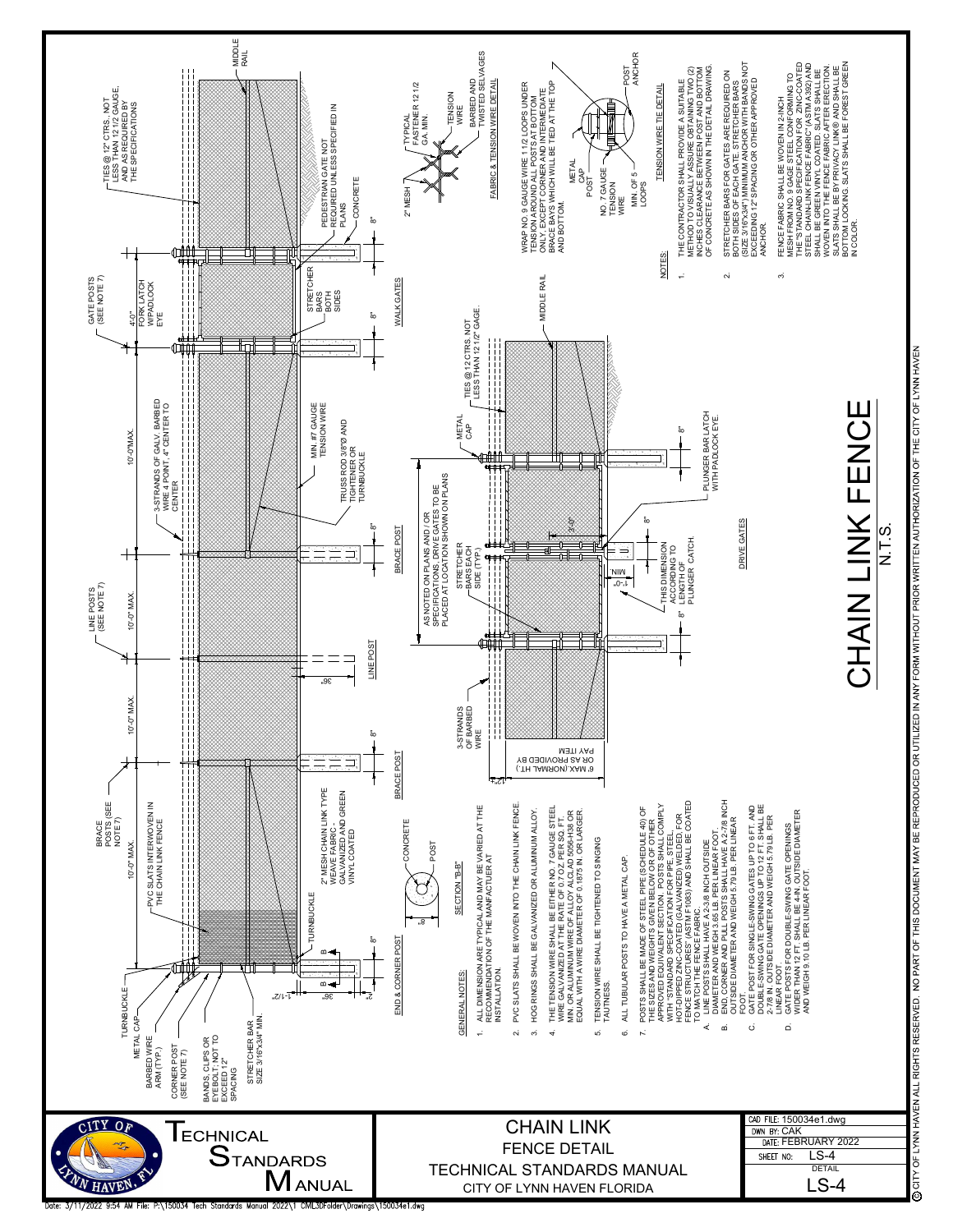# CHAIN LINK FENCE

N.T.S.

## GENERAL NOTES:

1. ALL DIMENSION ARE TYPICAL AND MAY BE VARIED AT THE RECOMMENDATION OF THE MANFACTUER AT INSTALLATION.
2. PVC SLATS SHALL BE WOVEN INTO THE CHAIN LINK FENCE.
3. HOG RINGS SHALL BE GALVANIZED OR ALUMINUM ALLOY.
4. THE TENSION WIRE SHALL BE EITHER NO. 7 GAUGE STEEL WIRE GALVANIZED AT THE RATE OF 0.7 OZ. PER SQ. FT. MIN. OR ALUMINUM WIRE OF ALLOY ALCLAD 5056-H38 OR EQUAL WITH A WIRE DIAMETER OF 0.1875 IN. OR LARGER.
5. TENSION WIRE SHALL BE TIGHTENED TO SINGING TAUTNESS.
6. ALL TUBULAR POSTS TO HAVE A METAL CAP.
7. POSTS SHALL BE MADE OF STEEL PIPE (SCHEDULE 40) OF THE SIZES AND WEIGHTS GIVEN BELOW OR OF OTHER APPROVED EQUIVALENT SECTION. POSTS SHALL COMPLY WITH "STANDARD SPECIFICATION FOR PIPE, STEEL, HOT-DIPPED ZINC-COATED (GALVANIZED) WELDED, FOR FENCE STRUCTURES" (ASTM F1083) AND SHALL BE COATED TO MATCH THE FENCE FABRIC.
   - A. LINE POSTS SHALL HAVE A 2-3/8 INCH OUTSIDE DIAMETER AND WEIGH 3.65 LB. PER LINEAR FOOT.
   - B. END, CORNER AND PULL POSTS SHALL HAVE A 2-7/8 INCH OUTSIDE DIAMETER AND WEIGH 5.79 LB. PER LINEAR FOOT.
   - C. GATE POST FOR SINGLE-SWING GATES UP TO 6 FT. AND DOUBLE-SWING GATE OPENINGS UP TO 12 FT. SHALL BE 2-7/8 IN. OUTSIDE DIAMETER AND WEIGH 5.79 LB. PER LINEAR FOOT.
   - D. GATE POSTS FOR DOUBLE-SWING GATE OPENINGS WIDER THAN 12 FT. SHALL BE 4-IN. OUTSIDE DIAMETER AND WEIGH 9.10 LB. PER LINEAR FOOT.

## NOTES:

1. THE CONTRACTOR SHALL PROVIDE A SUITABLE METHOD TO VISUALLY ASSURE OBTAINING TWO (2) INCHES CLEARANCE BETWEEN POST AND BOTTOM OF CONCRETE AS SHOWN IN THE DETAIL DRAWING.
2. STRETCHER BARS FOR GATES ARE REQUIRED ON BOTH SIDES OF EACH GATE. STRETCHER BARS (SIZE 3/16"x3/4") MINIMUM ANCHOR WITH BANDS NOT EXCEEDING 12" SPACING OR OTHER APPROVED ANCHOR.
3. FENCE FABRIC SHALL BE WOVEN IN 2-INCH MESH FROM NO. 9 GAGE STEEL CONFORMING TO THE "STANDARD SPECIFICATION FOR ZINC-COATED STEEL CHAIN-LINK FENCE FABRIC" (ASTM A392) AND SHALL BE GREEN VINYL COATED. SLATS SHALL BE WOVEN INTO THE FENCE FABRIC AFTER ERECTION. SLATS SHALL BE BY PRIVACY LINK® AND SHALL BE BOTTOM LOCKING. SLATS SHALL BE FOREST GREEN IN COLOR.

## Drawing Labels

**Elevation:** TURNBUCKLE; METAL CAP; BARBED WIRE ARM (TYP.); CORNER POST (SEE NOTE 7); BANDS, CLIPS OR EYEBOLT, NOT TO EXCEED 12" SPACING; STRETCHER BAR SIZE 3/16"x3/4" MIN.; BRACE POSTS (SEE NOTE 7); PVC SLATS INTERWOVEN IN THE CHAIN LINK FENCE; 2" MESH CHAIN LINK TYPE WEAVE FABRIC - GALVANIZED AND GREEN VINYL COATED; LINE POSTS (SEE NOTE 7); 3-STRANDS OF GALV. BARBED WIRE 4 POINT, 4" CENTER TO CENTER; MIN. #7 GAUGE TENSION WIRE; TRUSS ROD 3/8"Ø AND TIGHTENER OR TURNBUCKLE; GATE POSTS (SEE NOTE 7); FORK LATCH W/PADLOCK EYE; STRETCHER BARS BOTH SIDES; PEDESTRIAN GATE NOT REQUIRED UNLESS SPECIFIED IN PLANS; CONCRETE; TIES @ 12" CTRS., NOT LESS THAN 12 1/2 GAUGE, AND AS REQUIRED BY THE SPECIFICATIONS; MIDDLE RAIL; 10'-0" MAX.; 4'-0"; 1'-1/2"; 36"; 8"; 2"

END & CORNER POST — BRACE POST — LINE POST — BRACE POST — WALK GATES

**SECTION "B-B":** CONCRETE; POST; 8"

**DRIVE GATES:** 3-STRANDS OF BARBED WIRE; 6' MAX.(NORMAL HT.) OR AS PROVIDED BY PAY ITEM; AS NOTED ON PLANS AND / OR SPECIFICATIONS, DRIVE GATES TO BE PLACED AT LOCATION SHOWN ON PLANS; STRETCHER BARS EACH SIDE (TYP.); METAL CAP; TIES @ 12 CTRS. NOT LESS THAN 12 1/2" GAGE.; MIDDLE RAIL; 3'-0"; 1'-0" MIN.; THIS DIMENSION ACCORDING TO LENGTH OF PLUNGER CATCH.; PLUNGER BAR LATCH WITH PADLOCK EYE.; 8"

**FABRIC & TENSION WIRE DETAIL:** 2" MESH; TYPICAL FASTENER 12 1/2 GA. MIN.; TENSION WIRE; BARBED AND TWISTED SELVAGES

**TENSION WIRE TIE DETAIL:** WRAP NO. 9 GAUGE WIRE 1 1/2 LOOPS UNDER TENSION AROUND ALL POSTS AT BOTTOM ONLY, EXCEPT CORNER AND INTERMEDIATE BRACE POSTS WHICH WILL BE TIED AT THE TOP AND BOTTOM.; METAL CAP; POST; NO. 7 GAUGE TENSION WIRE; MIN. OF 5 LOOPS; POST ANCHOR

| CHAIN LINK FENCE DETAIL | |
|---|---|
| TECHNICAL STANDARDS MANUAL, CITY OF LYNN HAVEN FLORIDA | CAD FILE: 150034e1.dwg; DWN BY: CAK; DATE: FEBRUARY 2022; SHEET NO: LS-4; DETAIL LS-4 |

© CITY OF LYNN HAVEN ALL RIGHTS RESERVED. NO PART OF THIS DOCUMENT MAY BE REPRODUCED OR UTILIZED IN ANY FORM WITHOUT PRIOR WRITTEN AUTHORIZATION OF THE CITY OF LYNN HAVEN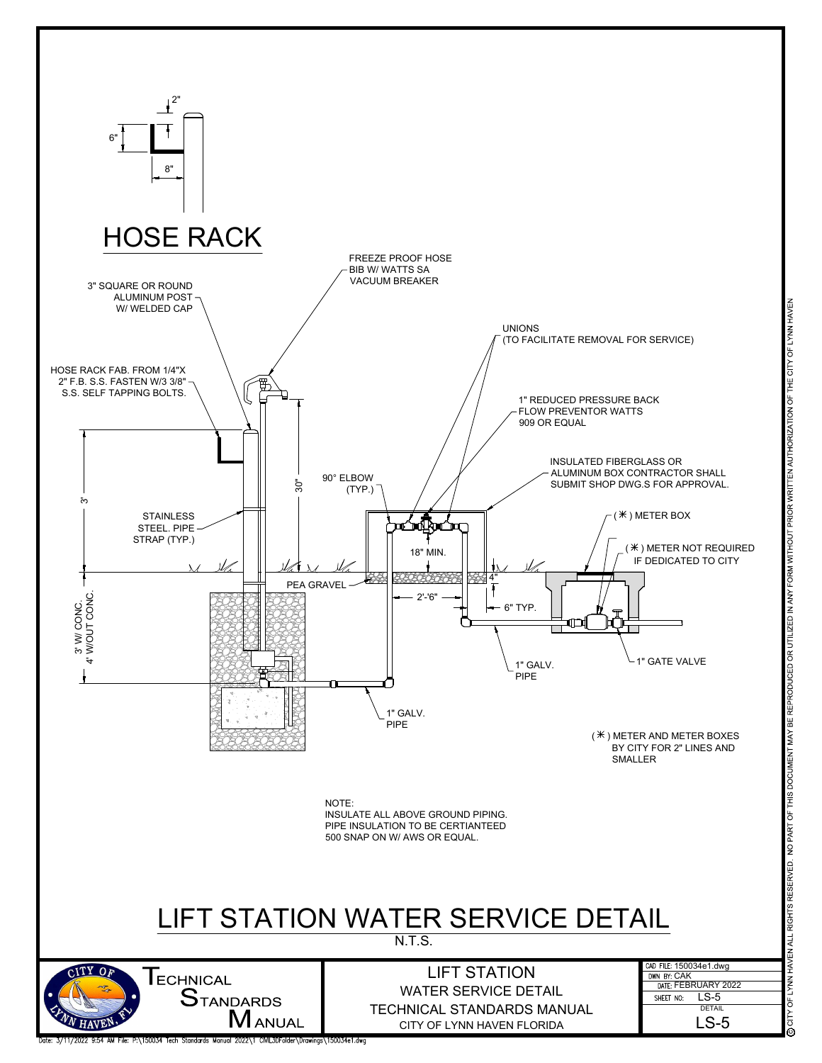## HOSE RACK

2"

6"

8"

3" SQUARE OR ROUND ALUMINUM POST W/ WELDED CAP

FREEZE PROOF HOSE BIB W/ WATTS SA VACUUM BREAKER

HOSE RACK FAB. FROM 1/4"X 2" F.B. S.S. FASTEN W/3 3/8" S.S. SELF TAPPING BOLTS.

UNIONS (TO FACILITATE REMOVAL FOR SERVICE)

1" REDUCED PRESSURE BACK FLOW PREVENTOR WATTS 909 OR EQUAL

INSULATED FIBERGLASS OR ALUMINUM BOX CONTRACTOR SHALL SUBMIT SHOP DWG.S FOR APPROVAL.

90° ELBOW (TYP.)

30"

3'

STAINLESS STEEL PIPE STRAP (TYP.)

(✳) METER BOX

(✳) METER NOT REQUIRED IF DEDICATED TO CITY

18" MIN.

4"

PEA GRAVEL

2'-6"

6" TYP.

3' W/ CONC. 4' W/OUT CONC.

1" GALV. PIPE

1" GATE VALVE

1" GALV. PIPE

(✳) METER AND METER BOXES BY CITY FOR 2" LINES AND SMALLER

NOTE:
INSULATE ALL ABOVE GROUND PIPING. PIPE INSULATION TO BE CERTIANTEED 500 SNAP ON W/ AWS OR EQUAL.

# LIFT STATION WATER SERVICE DETAIL

N.T.S.

| TECHNICAL STANDARDS MANUAL | LIFT STATION WATER SERVICE DETAIL TECHNICAL STANDARDS MANUAL CITY OF LYNN HAVEN FLORIDA | CAD FILE: 150034e1.dwg DWN BY: CAK DATE: FEBRUARY 2022 SHEET NO: LS-5 DETAIL LS-5 |
|---|---|---|

© CITY OF LYNN HAVEN ALL RIGHTS RESERVED. NO PART OF THIS DOCUMENT MAY BE REPRODUCED OR UTILIZED IN ANY FORM WITHOUT PRIOR WRITTEN AUTHORIZATION OF THE CITY OF LYNN HAVEN

Date: 3/11/2022 9:54 AM File: P:\150034 Tech Standards Manual 2022\1 CIVIL3DFolder\Drawings\150034e1.dwg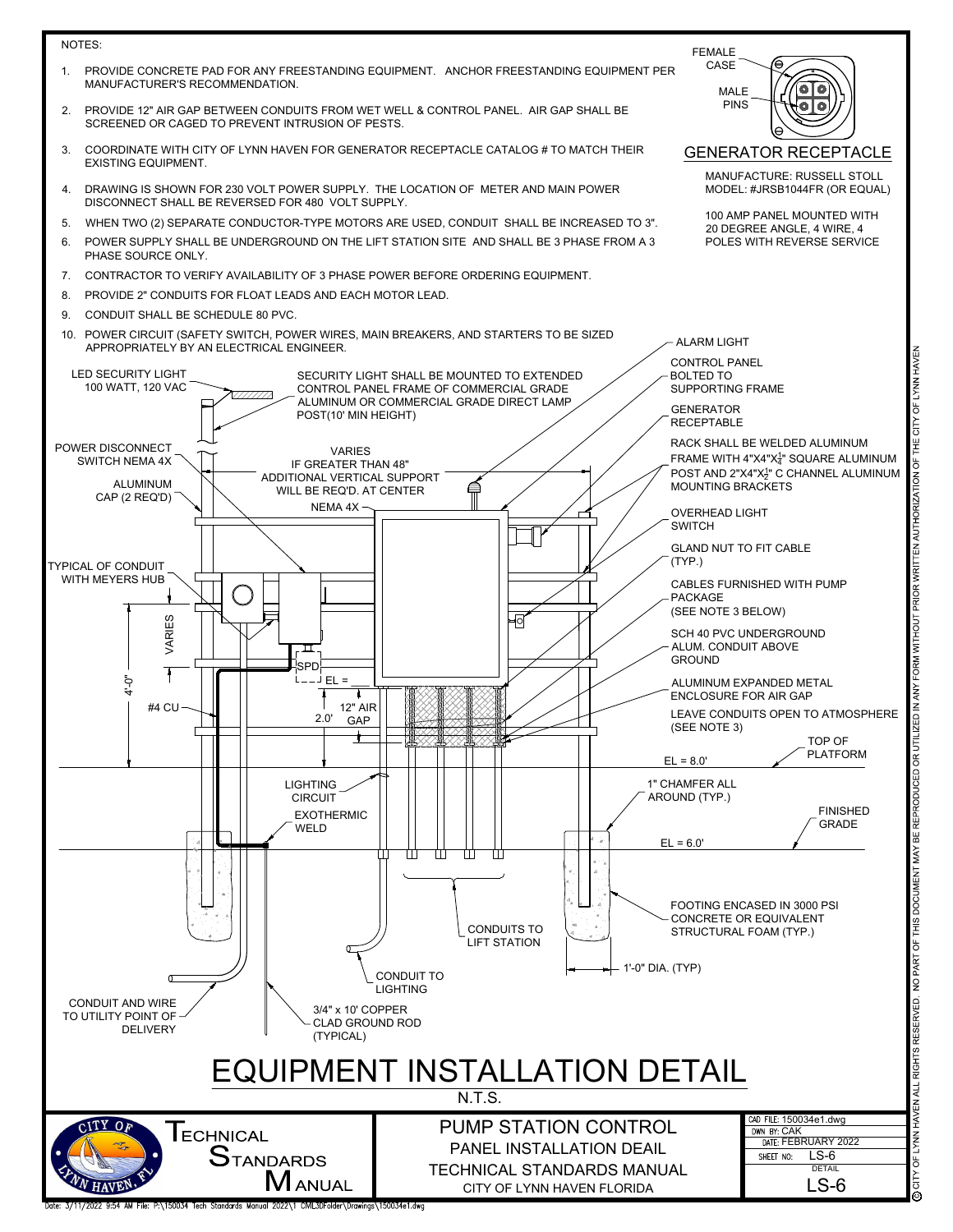NOTES:

1. PROVIDE CONCRETE PAD FOR ANY FREESTANDING EQUIPMENT. ANCHOR FREESTANDING EQUIPMENT PER MANUFACTURER'S RECOMMENDATION.
2. PROVIDE 12" AIR GAP BETWEEN CONDUITS FROM WET WELL & CONTROL PANEL. AIR GAP SHALL BE SCREENED OR CAGED TO PREVENT INTRUSION OF PESTS.
3. COORDINATE WITH CITY OF LYNN HAVEN FOR GENERATOR RECEPTACLE CATALOG # TO MATCH THEIR EXISTING EQUIPMENT.
4. DRAWING IS SHOWN FOR 230 VOLT POWER SUPPLY. THE LOCATION OF METER AND MAIN POWER DISCONNECT SHALL BE REVERSED FOR 480 VOLT SUPPLY.
5. WHEN TWO (2) SEPARATE CONDUCTOR-TYPE MOTORS ARE USED, CONDUIT SHALL BE INCREASED TO 3".
6. POWER SUPPLY SHALL BE UNDERGROUND ON THE LIFT STATION SITE AND SHALL BE 3 PHASE FROM A 3 PHASE SOURCE ONLY.
7. CONTRACTOR TO VERIFY AVAILABILITY OF 3 PHASE POWER BEFORE ORDERING EQUIPMENT.
8. PROVIDE 2" CONDUITS FOR FLOAT LEADS AND EACH MOTOR LEAD.
9. CONDUIT SHALL BE SCHEDULE 80 PVC.
10. POWER CIRCUIT (SAFETY SWITCH, POWER WIRES, MAIN BREAKERS, AND STARTERS TO BE SIZED APPROPRIATELY BY AN ELECTRICAL ENGINEER.

FEMALE CASE

MALE PINS

## GENERATOR RECEPTACLE

MANUFACTURE: RUSSELL STOLL
MODEL: #JRSB1044FR (OR EQUAL)

100 AMP PANEL MOUNTED WITH 20 DEGREE ANGLE, 4 WIRE, 4 POLES WITH REVERSE SERVICE

LED SECURITY LIGHT 100 WATT, 120 VAC

SECURITY LIGHT SHALL BE MOUNTED TO EXTENDED CONTROL PANEL FRAME OF COMMERCIAL GRADE ALUMINUM OR COMMERCIAL GRADE DIRECT LAMP POST(10' MIN HEIGHT)

POWER DISCONNECT SWITCH NEMA 4X

ALUMINUM CAP (2 REQ'D)

VARIES IF GREATER THAN 48" ADDITIONAL VERTICAL SUPPORT WILL BE REQ'D. AT CENTER

NEMA 4X

TYPICAL OF CONDUIT WITH MEYERS HUB

VARIES

4'-0"

SPD

EL = ___

#4 CU

12" AIR GAP

2.0'

ALARM LIGHT

CONTROL PANEL BOLTED TO SUPPORTING FRAME

GENERATOR RECEPTABLE

RACK SHALL BE WELDED ALUMINUM FRAME WITH 4"X4"X$\frac{1}{4}$" SQUARE ALUMINUM POST AND 2"X4"X$\frac{1}{2}$" C CHANNEL ALUMINUM MOUNTING BRACKETS

OVERHEAD LIGHT SWITCH

GLAND NUT TO FIT CABLE (TYP.)

CABLES FURNISHED WITH PUMP PACKAGE (SEE NOTE 3 BELOW)

SCH 40 PVC UNDERGROUND ALUM. CONDUIT ABOVE GROUND

ALUMINUM EXPANDED METAL ENCLOSURE FOR AIR GAP

LEAVE CONDUITS OPEN TO ATMOSPHERE (SEE NOTE 3)

TOP OF PLATFORM

EL = 8.0'

LIGHTING CIRCUIT

EXOTHERMIC WELD

1" CHAMFER ALL AROUND (TYP.)

FINISHED GRADE

EL = 6.0'

FOOTING ENCASED IN 3000 PSI CONCRETE OR EQUIVALENT STRUCTURAL FOAM (TYP.)

CONDUITS TO LIFT STATION

1'-0" DIA. (TYP)

CONDUIT TO LIGHTING

CONDUIT AND WIRE TO UTILITY POINT OF DELIVERY

3/4" x 10' COPPER CLAD GROUND ROD (TYPICAL)

# EQUIPMENT INSTALLATION DETAIL

N.T.S.

TECHNICAL STANDARDS MANUAL

PUMP STATION CONTROL PANEL INSTALLATION DEAIL
TECHNICAL STANDARDS MANUAL
CITY OF LYNN HAVEN FLORIDA

CAD FILE: 150034e1.dwg
DWN BY: CAK
DATE: FEBRUARY 2022
SHEET NO: LS-6
DETAIL LS-6

© CITY OF LYNN HAVEN ALL RIGHTS RESERVED. NO PART OF THIS DOCUMENT MAY BE REPRODUCED OR UTILIZED IN ANY FORM WITHOUT PRIOR WRITTEN AUTHORIZATION OF THE CITY OF LYNN HAVEN

Date: 3/11/2022 9:54 AM File: P:\150034 Tech Standards Manual 2022\1 CML3DFolder\Drawings\150034e1.dwg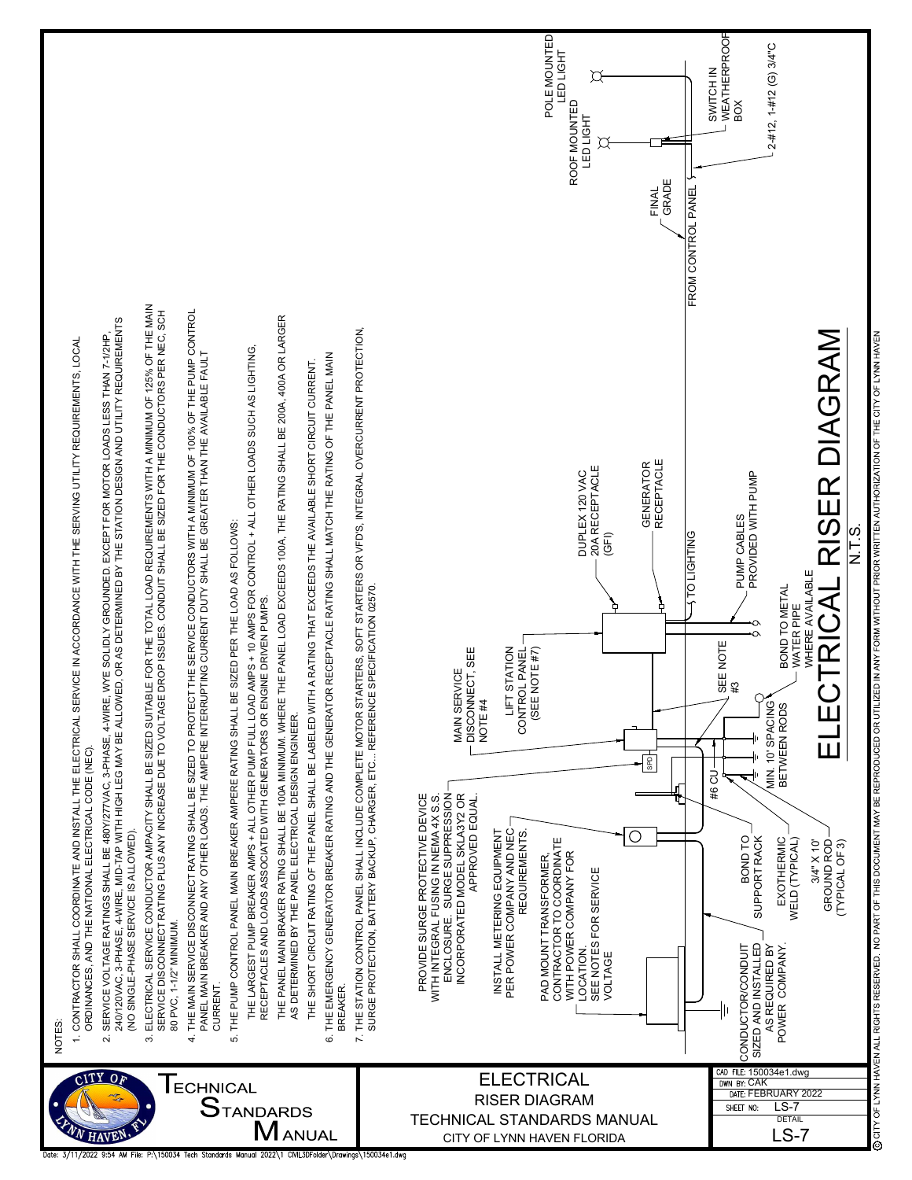NOTES:

1. CONTRACTOR SHALL COORDINATE AND INSTALL THE ELECTRICAL SERVICE IN ACCORDANCE WITH THE SERVING UTILITY REQUIREMENTS, LOCAL ORDINANCES, AND THE NATIONAL ELECTRICAL CODE (NEC).
2. SERVICE VOLTAGE RATINGS SHALL BE 480Y/277VAC, 3-PHASE, 4-WIRE, WYE SOLIDLY GROUNDED. EXCEPT FOR MOTOR LOADS LESS THAN 7-1/2HP, 240/120VAC, 3-PHASE, 4-WIRE, MID-TAP WITH HIGH LEG MAY BE ALLOWED, OR AS DETERMINED BY THE STATION DESIGN AND UTILITY REQUIREMENTS (NO SINGLE-PHASE SERVICE IS ALLOWED).
3. ELECTRICAL SERVICE CONDUCTOR AMPACITY SHALL BE SIZED SUITABLE FOR THE TOTAL LOAD REQUIREMENTS WITH A MINIMUM OF 125% OF THE MAIN SERVICE DISCONNECT RATING PLUS ANY INCREASE DUE TO VOLTAGE DROP ISSUES. CONDUIT SHALL BE SIZED FOR THE CONDUCTORS PER NEC, SCH 80 PVC, 1-1/2" MINIMUM.
4. THE MAIN SERVICE DISCONNECT RATING SHALL BE SIZED TO PROTECT THE SERVICE CONDUCTORS WITH A MINIMUM OF 100% OF THE PUMP CONTROL PANEL MAIN BREAKER AND ANY OTHER LOADS. THE AMPERE INTERRUPTING CURRENT DUTY SHALL BE GREATER THAN THE AVAILABLE FAULT CURRENT.
5. THE PUMP CONTROL PANEL MAIN BREAKER AMPERE RATING SHALL BE SIZED PER THE LOAD AS FOLLOWS:

   THE LARGEST PUMP BREAKER AMPS + ALL OTHER PUMP FULL LOAD AMPS + 10 AMPS FOR CONTROL + ALL OTHER LOADS SUCH AS LIGHTING, RECEPTACLES AND LOADS ASSOCIATED WITH GENERATORS OR ENGINE DRIVEN PUMPS.

   THE PANEL MAIN BRAKER RATING SHALL BE 100A MINIMUM. WHERE THE PANEL LOAD EXCEEDS 100A, THE RATING SHALL BE 200A, 400A OR LARGER AS DETERMINED BY THE PANEL ELECTRICAL DESIGN ENGINEER.

   THE SHORT CIRCUIT RATING OF THE PANEL SHALL BE LABELED WITH A RATING THAT EXCEEDS THE AVAILABLE SHORT CIRCUIT CURRENT.
6. THE EMERGENCY GENERATOR BREAKER RATING AND THE GENERATOR RECEPTACLE RATING SHALL MATCH THE RATING OF THE PANEL MAIN BREAKER.
7. THE STATION CONTROL PANEL SHALL INCLUDE COMPLETE MOTOR STARTERS, SOFT STARTERS OR VFD'S, INTEGRAL OVERCURRENT PROTECTION, SURGE PROTECTION, BATTERY BACKUP, CHARGER, ETC... REFERENCE SPECIFICATION 02570.

PROVIDE SURGE PROTECTIVE DEVICE WITH INTEGRAL FUSING IN NEMA 4X S.S. ENCLOSURE. SURGE SUPPRESSION INCORPORATED MODEL SKLA3Y2 OR APPROVED EQUAL.

INSTALL METERING EQUIPMENT PER POWER COMPANY AND NEC REQUIREMENTS.

PAD MOUNT TRANSFORMER, CONTRACTOR TO COORDINATE WITH POWER COMPANY FOR LOCATION. SEE NOTES FOR SERVICE VOLTAGE

CONDUCTOR/CONDUIT SIZED AND INSTALLED AS REQUIRED BY POWER COMPANY.

BOND TO SUPPORT RACK

EXOTHERMIC WELD (TYPICAL)

3/4" X 10' GROUND ROD (TYPICAL OF 3)

SPD

#6 CU

MIN. 10' SPACING BETWEEN RODS

MAIN SERVICE DISCONNECT, SEE NOTE #4

SEE NOTE #3

LIFT STATION CONTROL PANEL (SEE NOTE #7)

BOND TO METAL WATER PIPE WHERE AVAILABLE

PUMP CABLES PROVIDED WITH PUMP

DUPLEX 120 VAC 20A RECEPTACLE (GFI)

GENERATOR RECEPTACLE

TO LIGHTING

FROM CONTROL PANEL

FINAL GRADE

ROOF MOUNTED LED LIGHT

POLE MOUNTED LED LIGHT

SWITCH IN WEATHERPROOF BOX

2-#12, 1-#12 (G) 3/4"C

# ELECTRICAL RISER DIAGRAM

N.T.S.

CITY OF LYNN HAVEN, FL — TECHNICAL STANDARDS MANUAL

ELECTRICAL RISER DIAGRAM
TECHNICAL STANDARDS MANUAL
CITY OF LYNN HAVEN FLORIDA

CAD FILE: 150034e1.dwg
DWN BY: CAK
DATE: FEBRUARY 2022
SHEET NO: LS-7
DETAIL LS-7

© CITY OF LYNN HAVEN ALL RIGHTS RESERVED. NO PART OF THIS DOCUMENT MAY BE REPRODUCED OR UTILIZED IN ANY FORM WITHOUT PRIOR WRITTEN AUTHORIZATION OF THE CITY OF LYNN HAVEN

Date: 3/11/2022 9:54 AM File: P:\150034 Tech Standards Manual 2022\1 CML3DFolder\Drawings\150034e1.dwg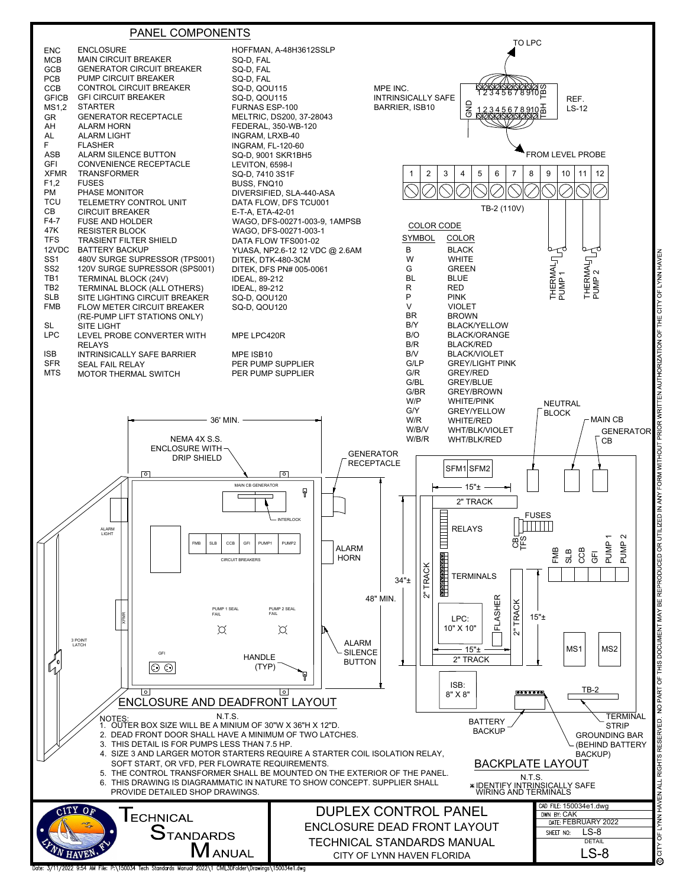## PANEL COMPONENTS

| | | |
|---|---|---|
| ENC | ENCLOSURE | HOFFMAN, A-48H3612SSLP |
| MCB | MAIN CIRCUIT BREAKER | SQ-D, FAL |
| GCB | GENERATOR CIRCUIT BREAKER | SQ-D, FAL |
| PCB | PUMP CIRCUIT BREAKER | SQ-D, FAL |
| CCB | CONTROL CIRCUIT BREAKER | SQ-D, QOU115 |
| GFICB | GFI CIRCUIT BREAKER | SQ-D, QOU115 |
| MS1,2 | STARTER | FURNAS ESP-100 |
| GR | GENERATOR RECEPTACLE | MELTRIC, DS200, 37-28043 |
| AH | ALARM HORN | FEDERAL, 350-WB-120 |
| AL | ALARM LIGHT | INGRAM, LRXB-40 |
| F | FLASHER | INGRAM, FL-120-60 |
| ASB | ALARM SILENCE BUTTON | SQ-D, 9001 SKR1BH5 |
| GFI | CONVENIENCE RECEPTACLE | LEVITON, 6598-I |
| XFMR | TRANSFORMER | SQ-D, 7410 3S1F |
| F1,2 | FUSES | BUSS, FNQ10 |
| PM | PHASE MONITOR | DIVERSIFIED, SLA-440-ASA |
| TCU | TELEMETRY CONTROL UNIT | DATA FLOW, DFS TCU001 |
| CB | CIRCUIT BREAKER | E-T-A, ETA-42-01 |
| F4-7 | FUSE AND HOLDER | WAGO, DFS-00271-003-9, 1AMPSB |
| 47K | RESISTER BLOCK | WAGO, DFS-00271-003-1 |
| TFS | TRASIENT FILTER SHIELD | DATA FLOW TFS001-02 |
| 12VDC | BATTERY BACKUP | YUASA, NP2.6-12 12 VDC @ 2.6AM |
| SS1 | 480V SURGE SUPRESSOR (TPS001) | DITEK, DTK-480-3CM |
| SS2 | 120V SURGE SUPRESSOR (SPS001) | DITEK, DFS PN# 005-0061 |
| TB1 | TERMINAL BLOCK (24V) | IDEAL, 89-212 |
| TB2 | TERMINAL BLOCK (ALL OTHERS) | IDEAL, 89-212 |
| SLB | SITE LIGHTING CIRCUIT BREAKER | SQ-D, QOU120 |
| FMB | FLOW METER CIRCUIT BREAKER (RE-PUMP LIFT STATIONS ONLY) | SQ-D, QOU120 |
| SL | SITE LIGHT | |
| LPC | LEVEL PROBE CONVERTER WITH RELAYS | MPE LPC420R |
| ISB | INTRINSICALLY SAFE BARRIER | MPE ISB10 |
| SFR | SEAL FAIL RELAY | PER PUMP SUPPLIER |
| MTS | MOTOR THERMAL SWITCH | PER PUMP SUPPLIER |

MPE INC. INTRINSICALLY SAFE BARRIER, ISB10 — TO LPC — REF. LS-12 — FROM LEVEL PROBE

TB-2 (110V): 1 2 3 4 5 6 7 8 9 10 11 12 — THERMAL PUMP 1, THERMAL PUMP 2

### COLOR CODE

| SYMBOL | COLOR |
|---|---|
| B | BLACK |
| W | WHITE |
| G | GREEN |
| BL | BLUE |
| R | RED |
| P | PINK |
| V | VIOLET |
| BR | BROWN |
| B/Y | BLACK/YELLOW |
| B/O | BLACK/ORANGE |
| B/R | BLACK/RED |
| B/V | BLACK/VIOLET |
| G/LP | GREY/LIGHT PINK |
| G/R | GREY/RED |
| G/BL | GREY/BLUE |
| G/BR | GREY/BROWN |
| W/P | WHITE/PINK |
| G/Y | GREY/YELLOW |
| W/R | WHITE/RED |
| W/B/V | WHT/BLK/VIOLET |
| W/B/R | WHT/BLK/RED |

## ENCLOSURE AND DEADFRONT LAYOUT

N.T.S.

36" MIN. — 48" MIN. — 34"± — NEMA 4X S.S. ENCLOSURE WITH DRIP SHIELD — GENERATOR RECEPTACLE — MAIN CB GENERATOR — INTERLOCK — ALARM LIGHT — FMB, SLB, CCB, GFI, PUMP1, PUMP2 CIRCUIT BREAKERS — ALARM HORN — XFMR — PUMP 1 SEAL FAIL — PUMP 2 SEAL FAIL — 3 POINT LATCH — GFI — HANDLE (TYP) — ALARM SILENCE BUTTON

## BACKPLATE LAYOUT

N.T.S.

NEUTRAL BLOCK — MAIN CB — GENERATOR CB — SFM1 SFM2 — 15"± — 2" TRACK — FUSES — RELAYS — CB TFS — FMB SLB CCB GFI PUMP 1 PUMP 2 — TERMINALS — 2" TRACK — LPC: 10" X 10" — FLASHER — 2" TRACK — 15"± — MS1 MS2 — ISB: 8" X 8" — TB-2 — BATTERY BACKUP — TERMINAL STRIP — GROUNDING BAR (BEHIND BATTERY BACKUP)

∗ IDENTIFY INTRINSICALLY SAFE WIRING AND TERMINALS

NOTES:
1. OUTER BOX SIZE WILL BE A MINIUM OF 30"W X 36"H X 12"D.
2. DEAD FRONT DOOR SHALL HAVE A MINIMUM OF TWO LATCHES.
3. THIS DETAIL IS FOR PUMPS LESS THAN 7.5 HP.
4. SIZE 3 AND LARGER MOTOR STARTERS REQUIRE A STARTER COIL ISOLATION RELAY, SOFT START, OR VFD, PER FLOWRATE REQUIREMENTS.
5. THE CONTROL TRANSFORMER SHALL BE MOUNTED ON THE EXTERIOR OF THE PANEL.
6. THIS DRAWING IS DIAGRAMMATIC IN NATURE TO SHOW CONCEPT. SUPPLIER SHALL PROVIDE DETAILED SHOP DRAWINGS.

**DUPLEX CONTROL PANEL**
ENCLOSURE DEAD FRONT LAYOUT
TECHNICAL STANDARDS MANUAL
CITY OF LYNN HAVEN FLORIDA

CAD FILE: 150034e1.dwg — DWN BY: CAK — DATE: FEBRUARY 2022 — SHEET NO: LS-8 — DETAIL LS-8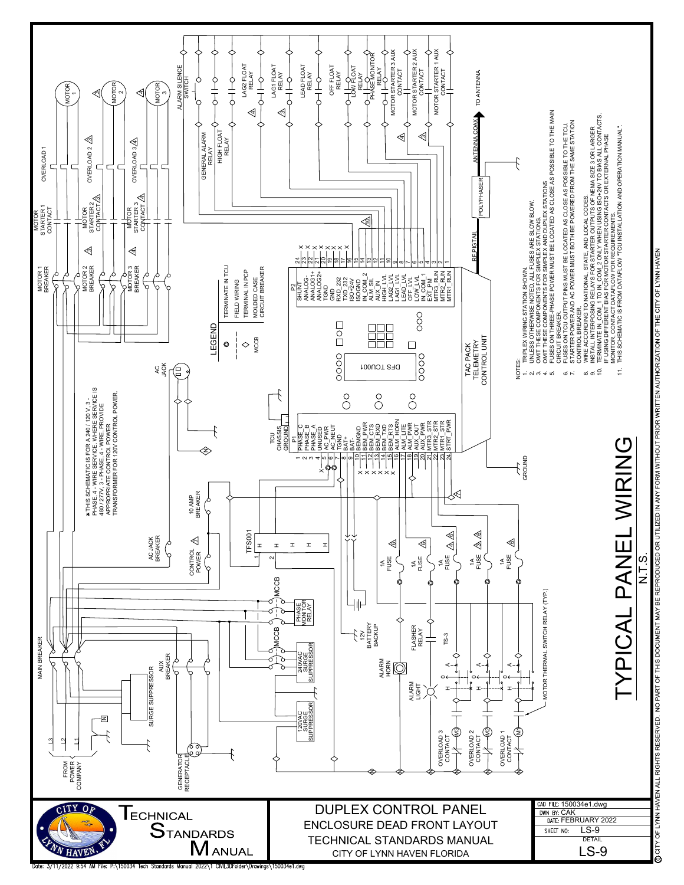# TYPICAL PANEL WIRING

N.T.S.

∗ THIS SCHEMATIC IS FOR A 240 / 120 V, 3 - PHASE, 4 - WIRE SERVICE. WHERE SERVICE IS 480 / 277V, 3 - PHASE, 4 - WIRE, PROVIDE APPROPRIATE CONTROL POWER TRANSFORMER FOR 120V CONTROL POWER.

## LEGEND

- ⊗ TERMINATE IN TCU
- - - - FIELD WIRING
- ◇ TERMINAL IN PCP
- MCCB MOLDED CASE CIRCUIT BREAKER

NOTES:

1. TRIPLEX WIRING STATION SHOWN.
2. UNLESS OTHERWISE NOTED, ALL FUSES ARE SLOW BLOW.
3. OMIT THESE COMPONENTS FOR SIMPLEX STATIONS.
4. OMIT THESE COMPONENTS FOR SIMPLEX AND DUPLEX STATIONS.
5. FUSES ON THREE-PHASE POWER MUST BE LOCATED AS CLOSE AS POSSIBLE TO THE MAIN CIRCUIT BREAKER.
6. FUSES ON TCU OUTPUT PINS MUST BE LOCATED AS CLOSE AS POSSIBLE TO THE TCU.
7. STARTER POWER AND AC POWER MUST BOTH BE POWERED FROM THE SAME STATION CONTROL BREAKER.
8. WIRE ACCORDING TO NATIONAL, STATE, AND LOCAL CODES.
9. INSTALL INTERPOSING RELAYS FOR STARTER OUTPUTS OF NEMA SIZE 3 OR LARGER.
10. TERMINATE IN_COM_1 TO IN_COM_2 ONLY WHEN USING ISO+24V TO BIAS ALL CONTACTS. IF USING DIFFERENT BIAS FOR MOTOR STARTER CONTACTS OR EXTERNAL PHASE MONITOR, CONTACT DATAFLOW FOR REQUIREMENTS.
11. THIS SCHEMATIC IS FROM DATAFLOW "TCU INSTALLATION AND OPERATION MANUAL".

FROM POWER COMPANY L3 L2 L1 N
MAIN BREAKER
SURGE SUPPRESSOR
AUX BREAKER
GENERATOR RECEPTACLE
120VAC SURGE SUPPRESSOR
240VAC SURGE SUPPRESSOR
MCCB
PHASE MONITOR RELAY
MCCB
TFS001
CONTROL POWER
AC JACK BREAKER
10 AMP BREAKER
AC JACK
12V BATTERY BACKUP
ALARM HORN
ALARM LIGHT
FLASHER RELAY
TS-3
1A FUSE
MOTOR THERMAL SWITCH RELAY (TYP.)
OVERLOAD 3 CONTACT
OVERLOAD 2 CONTACT
OVERLOAD 1 CONTACT
GROUND
TCU CHASSIS GROUND
MOTOR 1 BREAKER
MOTOR 2 BREAKER
MOTOR 3 BREAKER
MOTOR STARTER 1 CONTACT
MOTOR STARTER 2 CONTACT
MOTOR STARTER 3 CONTACT
OVERLOAD 1
OVERLOAD 2
OVERLOAD 3
MOTOR 1
MOTOR 2
MOTOR 3
TAC PACK TELEMETRY CONTROL UNIT
DFS TCU001
RF PIGTAIL
POLYPHASER
ANTENNA COAX
TO ANTENNA
ALARM SILENCE SWITCH
GENERAL ALARM RELAY
HIGH FLOAT RELAY
LAG2 FLOAT RELAY
LAG1 FLOAT RELAY
LEAD FLOAT RELAY
OFF FLOAT RELAY
LOW FLOAT RELAY
PHASE MONITOR RELAY
MOTOR STARTER 3 AUX CONTACT
MOTOR STARTER 2 AUX CONTACT
MOTOR STARTER 1 AUX CONTACT

| P1 | Pin |
|---|---|
| PHASE_C | 1 |
| PHASE_B | 2 |
| PHASE_A | 3 |
| UNUSED | 4 |
| AC_PWR | 5 |
| AC_NEUT | 6 |
| TGND | 7 |
| BAT+ | 8 |
| BAT- | 9 |
| BEMGND | 10 |
| BEM_PWR | 11 |
| BEM_CTS | 12 |
| BEM_RXD | 13 |
| BEM_TXD | 14 |
| BEM_RTS | 15 |
| ALM_HORN | 16 |
| ALM_LITE | 17 |
| ALM_PWR | 18 |
| AUX_OUT | 19 |
| AUX_PWR | 20 |
| MTR3_STR | 21 |
| MTR2_STR | 22 |
| MTR1_STR | 23 |
| STRT_PWR | 24 |

| P2 | Pin |
|---|---|
| SHUNT | 24 |
| ANALOG- | 23 |
| ANALOG1+ | 22 |
| ANALOG2+ | 21 |
| TGND | 20 |
| GND | 19 |
| RXD_232 | 18 |
| TXD_232 | 17 |
| ISO+24V | 16 |
| ISOGND | 15 |
| IN_COM_2 | 14 |
| ALM_SIL | 13 |
| AUX_IN | 12 |
| HIGH_LVL | 11 |
| LAG2_LVL | 10 |
| LAG1_LVL | 9 |
| LEAD_LVL | 8 |
| OFF_LVL | 7 |
| LOW_LVL | 6 |
| IN_COM_1 | 5 |
| EXT_PM | 4 |
| MTR3_RUN | 3 |
| MTR2_RUN | 2 |
| MTR1_RUN | 1 |

**TECHNICAL STANDARDS MANUAL**

CITY OF LYNN HAVEN, FL

DUPLEX CONTROL PANEL
ENCLOSURE DEAD FRONT LAYOUT
TECHNICAL STANDARDS MANUAL
CITY OF LYNN HAVEN FLORIDA

| | |
|---|---|
| CAD FILE: | 150034e1.dwg |
| DWN BY: | CAK |
| DATE: | FEBRUARY 2022 |
| SHEET NO: | LS-9 |
| DETAIL | LS-9 |

© CITY OF LYNN HAVEN ALL RIGHTS RESERVED. NO PART OF THIS DOCUMENT MAY BE REPRODUCED OR UTILIZED IN ANY FORM WITHOUT PRIOR WRITTEN AUTHORIZATION OF THE CITY OF LYNN HAVEN

Date: 3/11/2022 9:54 AM File: P:\150034 Tech Standards Manual 2022\1 CML3DFolder\Drawings\150034e1.dwg